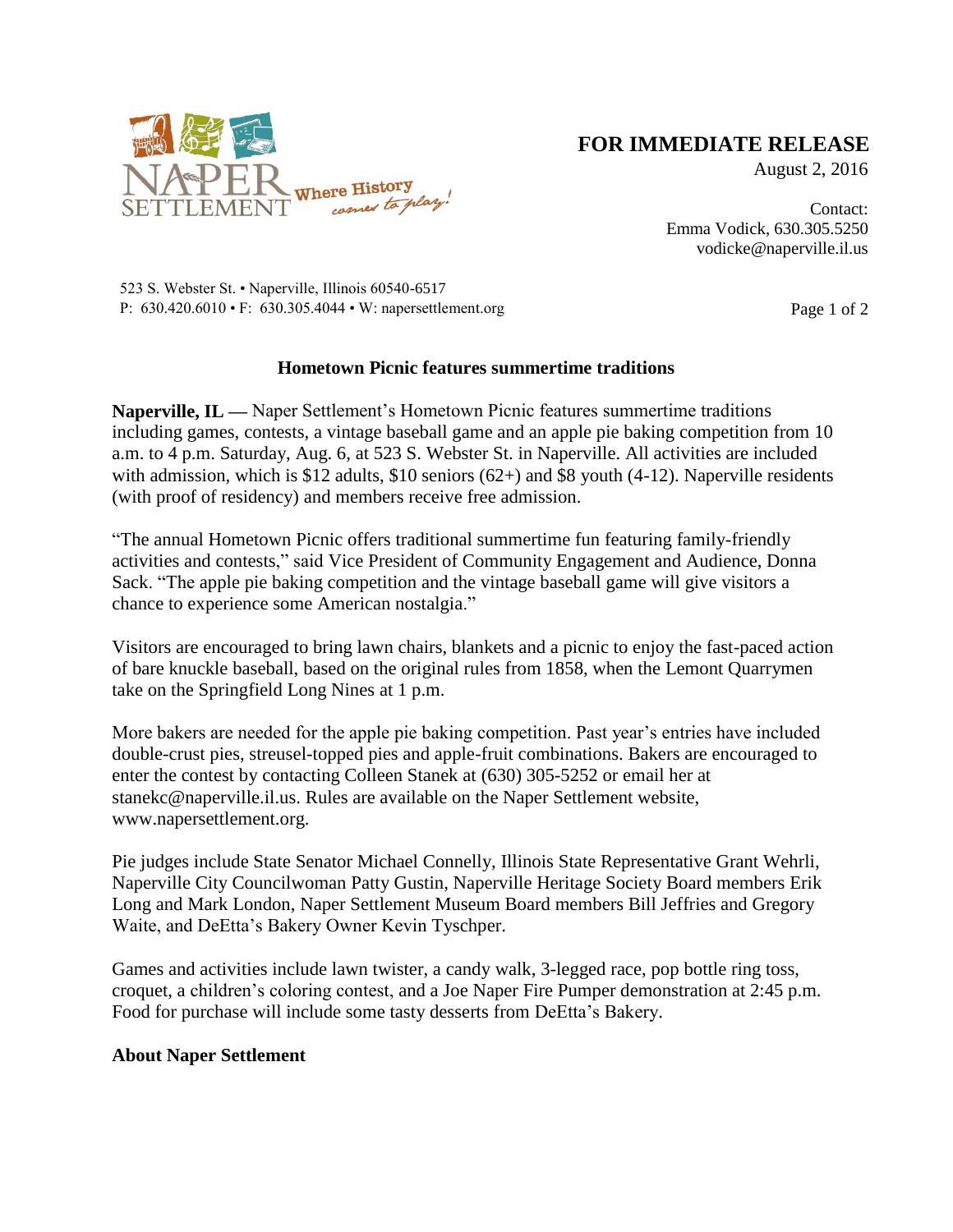NAPER SETTLEMENT Where History comes to play!

**FOR IMMEDIATE RELEASE**

August 2, 2016

Contact:
Emma Vodick, 630.305.5250
vodicke@naperville.il.us

523 S. Webster St. • Naperville, Illinois 60540-6517
P: 630.420.6010 • F: 630.305.4044 • W: napersettlement.org

## Hometown Picnic features summertime traditions

**Naperville, IL —** Naper Settlement's Hometown Picnic features summertime traditions including games, contests, a vintage baseball game and an apple pie baking competition from 10 a.m. to 4 p.m. Saturday, Aug. 6, at 523 S. Webster St. in Naperville. All activities are included with admission, which is $12 adults, $10 seniors (62+) and $8 youth (4-12). Naperville residents (with proof of residency) and members receive free admission.

"The annual Hometown Picnic offers traditional summertime fun featuring family-friendly activities and contests," said Vice President of Community Engagement and Audience, Donna Sack. "The apple pie baking competition and the vintage baseball game will give visitors a chance to experience some American nostalgia."

Visitors are encouraged to bring lawn chairs, blankets and a picnic to enjoy the fast-paced action of bare knuckle baseball, based on the original rules from 1858, when the Lemont Quarrymen take on the Springfield Long Nines at 1 p.m.

More bakers are needed for the apple pie baking competition. Past year's entries have included double-crust pies, streusel-topped pies and apple-fruit combinations. Bakers are encouraged to enter the contest by contacting Colleen Stanek at (630) 305-5252 or email her at stanekc@naperville.il.us. Rules are available on the Naper Settlement website, www.napersettlement.org.

Pie judges include State Senator Michael Connelly, Illinois State Representative Grant Wehrli, Naperville City Councilwoman Patty Gustin, Naperville Heritage Society Board members Erik Long and Mark London, Naper Settlement Museum Board members Bill Jeffries and Gregory Waite, and DeEtta's Bakery Owner Kevin Tyschper.

Games and activities include lawn twister, a candy walk, 3-legged race, pop bottle ring toss, croquet, a children's coloring contest, and a Joe Naper Fire Pumper demonstration at 2:45 p.m. Food for purchase will include some tasty desserts from DeEtta's Bakery.

**About Naper Settlement**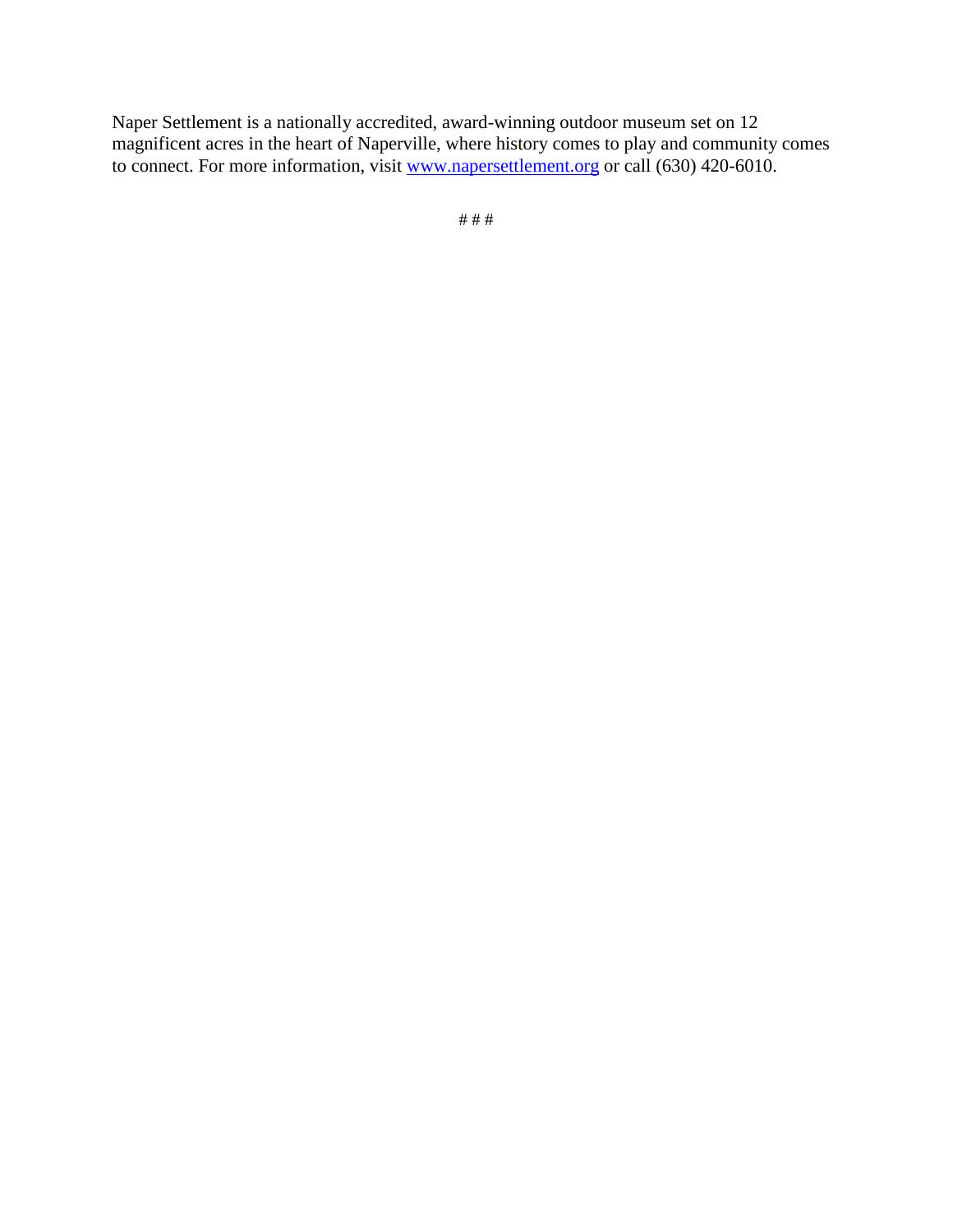Naper Settlement is a nationally accredited, award-winning outdoor museum set on 12 magnificent acres in the heart of Naperville, where history comes to play and community comes to connect. For more information, visit [www.napersettlement.org](http://www.napersettlement.org) or call (630) 420-6010.

# # #